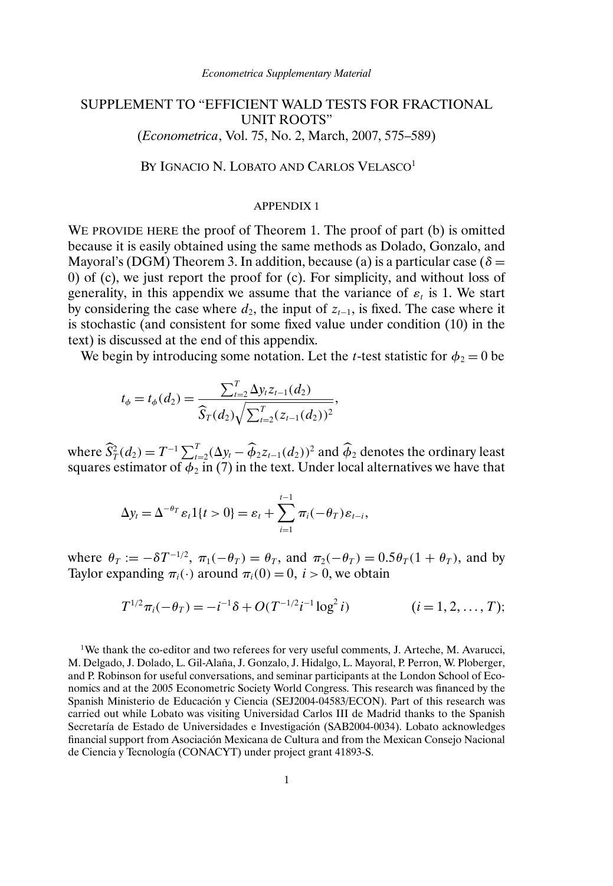*Econometrica Supplementary Material*

# SUPPLEMENT TO "EFFICIENT WALD TESTS FOR FRACTIONAL UNIT ROOTS"

(*Econometrica*, Vol. 75, No. 2, March, 2007, 575–589)

BY IGNACIO N. LOBATO AND CARLOS VELASCO[1]

## APPENDIX 1

WE PROVIDE HERE the proof of Theorem 1. The proof of part (b) is omitted because it is easily obtained using the same methods as Dolado, Gonzalo, and Mayoral's (DGM) Theorem 3. In addition, because (a) is a particular case ($\delta = 0$) of (c), we just report the proof for (c). For simplicity, and without loss of generality, in this appendix we assume that the variance of $\varepsilon_t$ is 1. We start by considering the case where $d_2$, the input of $z_{t-1}$, is fixed. The case where it is stochastic (and consistent for some fixed value under condition (10) in the text) is discussed at the end of this appendix.

We begin by introducing some notation. Let the $t$-test statistic for $\phi_2 = 0$ be

$$t_\phi = t_\phi(d_2) = \frac{\sum_{t=2}^{T} \Delta y_t z_{t-1}(d_2)}{\widehat{S}_T(d_2)\sqrt{\sum_{t=2}^{T}(z_{t-1}(d_2))^2}},$$

where $\widehat{S}_T^2(d_2) = T^{-1}\sum_{t=2}^{T}(\Delta y_t - \widehat{\phi}_2 z_{t-1}(d_2))^2$ and $\widehat{\phi}_2$ denotes the ordinary least squares estimator of $\phi_2$ in (7) in the text. Under local alternatives we have that

$$\Delta y_t = \Delta^{-\theta_T}\varepsilon_t 1\{t > 0\} = \varepsilon_t + \sum_{i=1}^{t-1}\pi_i(-\theta_T)\varepsilon_{t-i},$$

where $\theta_T := -\delta T^{-1/2}$, $\pi_1(-\theta_T) = \theta_T$, and $\pi_2(-\theta_T) = 0.5\theta_T(1+\theta_T)$, and by Taylor expanding $\pi_i(\cdot)$ around $\pi_i(0) = 0$, $i > 0$, we obtain

$$T^{1/2}\pi_i(-\theta_T) = -i^{-1}\delta + O(T^{-1/2}i^{-1}\log^2 i) \qquad (i = 1, 2, \ldots, T);$$

[1]We thank the co-editor and two referees for very useful comments, J. Arteche, M. Avarucci, M. Delgado, J. Dolado, L. Gil-Alaña, J. Gonzalo, J. Hidalgo, L. Mayoral, P. Perron, W. Ploberger, and P. Robinson for useful conversations, and seminar participants at the London School of Economics and at the 2005 Econometric Society World Congress. This research was financed by the Spanish Ministerio de Educación y Ciencia (SEJ2004-04583/ECON). Part of this research was carried out while Lobato was visiting Universidad Carlos III de Madrid thanks to the Spanish Secretaría de Estado de Universidades e Investigación (SAB2004-0034). Lobato acknowledges financial support from Asociación Mexicana de Cultura and from the Mexican Consejo Nacional de Ciencia y Tecnología (CONACYT) under project grant 41893-S.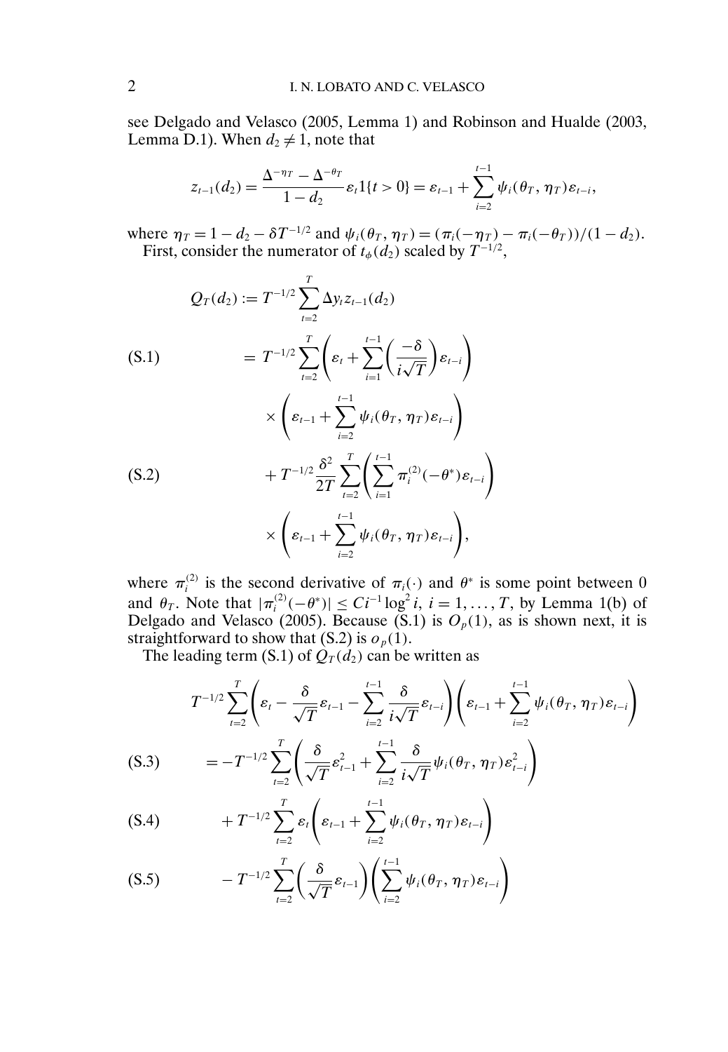see Delgado and Velasco (2005, Lemma 1) and Robinson and Hualde (2003, Lemma D.1). When $d_2 \neq 1$, note that

$$z_{t-1}(d_2) = \frac{\Delta^{-\eta_T} - \Delta^{-\theta_T}}{1-d_2}\varepsilon_t 1\{t>0\} = \varepsilon_{t-1} + \sum_{i=2}^{t-1} \psi_i(\theta_T, \eta_T)\varepsilon_{t-i},$$

where $\eta_T = 1 - d_2 - \delta T^{-1/2}$ and $\psi_i(\theta_T, \eta_T) = (\pi_i(-\eta_T) - \pi_i(-\theta_T))/(1-d_2)$.

First, consider the numerator of $t_\phi(d_2)$ scaled by $T^{-1/2}$,

$$Q_T(d_2) := T^{-1/2}\sum_{t=2}^{T} \Delta y_t z_{t-1}(d_2)$$

$$= T^{-1/2}\sum_{t=2}^{T}\left(\varepsilon_t + \sum_{i=1}^{t-1}\left(\frac{-\delta}{i\sqrt{T}}\right)\varepsilon_{t-i}\right) \times \left(\varepsilon_{t-1} + \sum_{i=2}^{t-1}\psi_i(\theta_T,\eta_T)\varepsilon_{t-i}\right) \tag{S.1}$$

$$+ T^{-1/2}\frac{\delta^2}{2T}\sum_{t=2}^{T}\left(\sum_{i=1}^{t-1}\pi_i^{(2)}(-\theta^*)\varepsilon_{t-i}\right) \times \left(\varepsilon_{t-1} + \sum_{i=2}^{t-1}\psi_i(\theta_T,\eta_T)\varepsilon_{t-i}\right), \tag{S.2}$$

where $\pi_i^{(2)}$ is the second derivative of $\pi_i(\cdot)$ and $\theta^*$ is some point between 0 and $\theta_T$. Note that $|\pi_i^{(2)}(-\theta^*)| \leq Ci^{-1}\log^2 i$, $i = 1, \ldots, T$, by Lemma 1(b) of Delgado and Velasco (2005). Because (S.1) is $O_p(1)$, as is shown next, it is straightforward to show that (S.2) is $o_p(1)$.

The leading term (S.1) of $Q_T(d_2)$ can be written as

$$T^{-1/2}\sum_{t=2}^{T}\left(\varepsilon_t - \frac{\delta}{\sqrt{T}}\varepsilon_{t-1} - \sum_{i=2}^{t-1}\frac{\delta}{i\sqrt{T}}\varepsilon_{t-i}\right)\left(\varepsilon_{t-1} + \sum_{i=2}^{t-1}\psi_i(\theta_T,\eta_T)\varepsilon_{t-i}\right)$$

$$= -T^{-1/2}\sum_{t=2}^{T}\left(\frac{\delta}{\sqrt{T}}\varepsilon_{t-1}^2 + \sum_{i=2}^{t-1}\frac{\delta}{i\sqrt{T}}\psi_i(\theta_T,\eta_T)\varepsilon_{t-i}^2\right) \tag{S.3}$$

$$+ T^{-1/2}\sum_{t=2}^{T}\varepsilon_t\left(\varepsilon_{t-1} + \sum_{i=2}^{t-1}\psi_i(\theta_T,\eta_T)\varepsilon_{t-i}\right) \tag{S.4}$$

$$- T^{-1/2}\sum_{t=2}^{T}\left(\frac{\delta}{\sqrt{T}}\varepsilon_{t-1}\right)\left(\sum_{i=2}^{t-1}\psi_i(\theta_T,\eta_T)\varepsilon_{t-i}\right) \tag{S.5}$$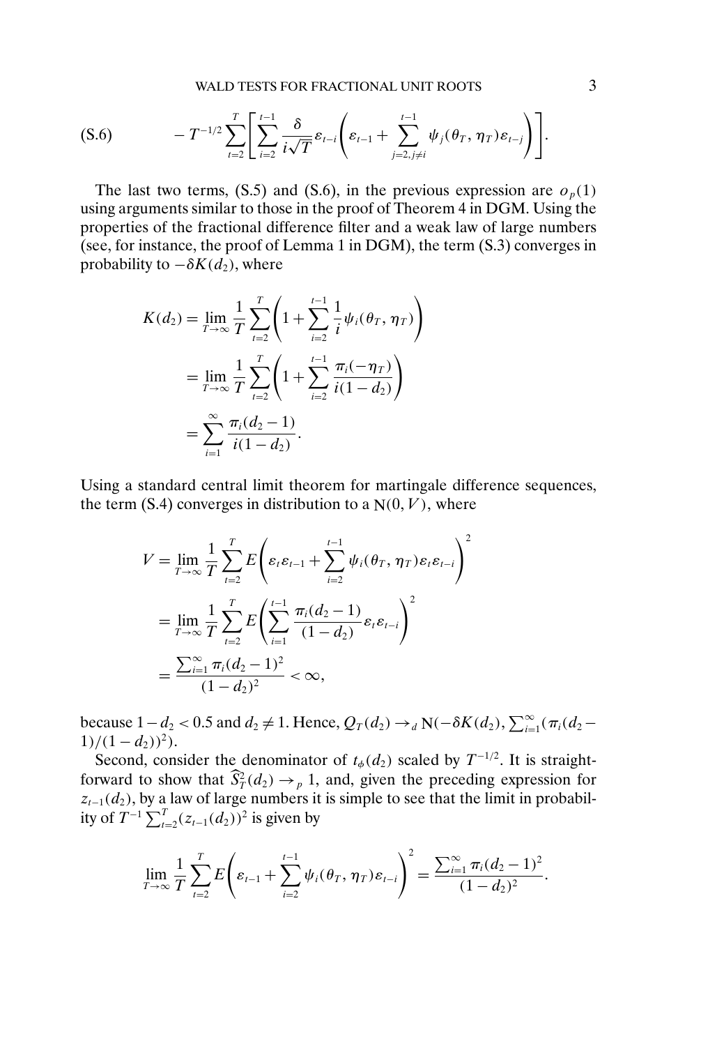$$
\text{(S.6)} \qquad - T^{-1/2} \sum_{t=2}^{T} \left[ \sum_{i=2}^{t-1} \frac{\delta}{i\sqrt{T}} \varepsilon_{t-i} \left( \varepsilon_{t-1} + \sum_{j=2, j \neq i}^{t-1} \psi_j(\theta_T, \eta_T) \varepsilon_{t-j} \right) \right].
$$

The last two terms, (S.5) and (S.6), in the previous expression are $o_p(1)$ using arguments similar to those in the proof of Theorem 4 in DGM. Using the properties of the fractional difference filter and a weak law of large numbers (see, for instance, the proof of Lemma 1 in DGM), the term (S.3) converges in probability to $-\delta K(d_2)$, where

$$
\begin{aligned}
K(d_2) &= \lim_{T\to\infty} \frac{1}{T} \sum_{t=2}^{T} \left( 1 + \sum_{i=2}^{t-1} \frac{1}{i} \psi_i(\theta_T, \eta_T) \right) \\
&= \lim_{T\to\infty} \frac{1}{T} \sum_{t=2}^{T} \left( 1 + \sum_{i=2}^{t-1} \frac{\pi_i(-\eta_T)}{i(1-d_2)} \right) \\
&= \sum_{i=1}^{\infty} \frac{\pi_i(d_2 - 1)}{i(1-d_2)}.
\end{aligned}
$$

Using a standard central limit theorem for martingale difference sequences, the term (S.4) converges in distribution to a $\mathrm{N}(0, V)$, where

$$
\begin{aligned}
V &= \lim_{T\to\infty} \frac{1}{T} \sum_{t=2}^{T} E \left( \varepsilon_t \varepsilon_{t-1} + \sum_{i=2}^{t-1} \psi_i(\theta_T, \eta_T) \varepsilon_t \varepsilon_{t-i} \right)^2 \\
&= \lim_{T\to\infty} \frac{1}{T} \sum_{t=2}^{T} E \left( \sum_{i=1}^{t-1} \frac{\pi_i(d_2 - 1)}{(1-d_2)} \varepsilon_t \varepsilon_{t-i} \right)^2 \\
&= \frac{\sum_{i=1}^{\infty} \pi_i(d_2 - 1)^2}{(1-d_2)^2} < \infty,
\end{aligned}
$$

because $1 - d_2 < 0.5$ and $d_2 \neq 1$. Hence, $Q_T(d_2) \to_d \mathrm{N}(-\delta K(d_2), \sum_{i=1}^{\infty} (\pi_i(d_2 - 1)/(1-d_2))^2)$.

Second, consider the denominator of $t_\phi(d_2)$ scaled by $T^{-1/2}$. It is straightforward to show that $\widehat{S}_T^2(d_2) \to_p 1$, and, given the preceding expression for $z_{t-1}(d_2)$, by a law of large numbers it is simple to see that the limit in probability of $T^{-1} \sum_{t=2}^{T} (z_{t-1}(d_2))^2$ is given by

$$
\lim_{T\to\infty} \frac{1}{T} \sum_{t=2}^{T} E \left( \varepsilon_{t-1} + \sum_{i=2}^{t-1} \psi_i(\theta_T, \eta_T) \varepsilon_{t-i} \right)^2 = \frac{\sum_{i=1}^{\infty} \pi_i(d_2 - 1)^2}{(1-d_2)^2}.
$$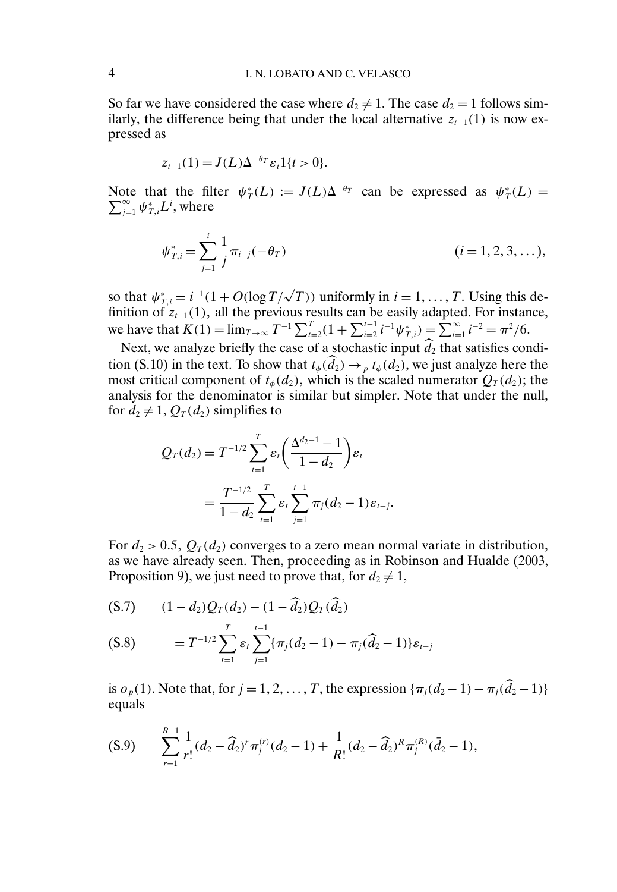So far we have considered the case where $d_2 \neq 1$. The case $d_2 = 1$ follows similarly, the difference being that under the local alternative $z_{t-1}(1)$ is now expressed as

$$z_{t-1}(1) = J(L)\Delta^{-\theta_T}\varepsilon_t 1\{t > 0\}.$$

Note that the filter $\psi_T^*(L) := J(L)\Delta^{-\theta_T}$ can be expressed as $\psi_T^*(L) = \sum_{j=1}^{\infty} \psi_{T,i}^* L^i$, where

$$\psi_{T,i}^* = \sum_{j=1}^{i} \frac{1}{j}\pi_{i-j}(-\theta_T) \qquad\qquad (i = 1, 2, 3, \dots),$$

so that $\psi_{T,i}^* = i^{-1}(1 + O(\log T/\sqrt{T}))$ uniformly in $i = 1, \dots, T$. Using this definition of $z_{t-1}(1)$, all the previous results can be easily adapted. For instance, we have that $K(1) = \lim_{T\to\infty} T^{-1}\sum_{t=2}^{T}(1 + \sum_{i=2}^{t-1} i^{-1}\psi_{T,i}^*) = \sum_{i=1}^{\infty} i^{-2} = \pi^2/6$.

Next, we analyze briefly the case of a stochastic input $\widehat{d}_2$ that satisfies condition (S.10) in the text. To show that $t_\phi(\widehat{d}_2) \to_p t_\phi(d_2)$, we just analyze here the most critical component of $t_\phi(d_2)$, which is the scaled numerator $Q_T(d_2)$; the analysis for the denominator is similar but simpler. Note that under the null, for $d_2 \neq 1$, $Q_T(d_2)$ simplifies to

$$\begin{aligned}
Q_T(d_2) &= T^{-1/2}\sum_{t=1}^{T} \varepsilon_t \left(\frac{\Delta^{d_2-1} - 1}{1 - d_2}\right)\varepsilon_t \\
&= \frac{T^{-1/2}}{1 - d_2}\sum_{t=1}^{T} \varepsilon_t \sum_{j=1}^{t-1} \pi_j(d_2 - 1)\varepsilon_{t-j}.
\end{aligned}$$

For $d_2 > 0.5$, $Q_T(d_2)$ converges to a zero mean normal variate in distribution, as we have already seen. Then, proceeding as in Robinson and Hualde (2003, Proposition 9), we just need to prove that, for $d_2 \neq 1$,

$$\text{(S.7)} \qquad (1 - d_2)Q_T(d_2) - (1 - \widehat{d}_2)Q_T(\widehat{d}_2)$$

$$\text{(S.8)} \qquad = T^{-1/2}\sum_{t=1}^{T} \varepsilon_t \sum_{j=1}^{t-1} \{\pi_j(d_2 - 1) - \pi_j(\widehat{d}_2 - 1)\}\varepsilon_{t-j}$$

is $o_p(1)$. Note that, for $j = 1, 2, \dots, T$, the expression $\{\pi_j(d_2 - 1) - \pi_j(\widehat{d}_2 - 1)\}$ equals

$$\text{(S.9)} \qquad \sum_{r=1}^{R-1} \frac{1}{r!}(d_2 - \widehat{d}_2)^r \pi_j^{(r)}(d_2 - 1) + \frac{1}{R!}(d_2 - \widehat{d}_2)^R \pi_j^{(R)}(\bar{d}_2 - 1),$$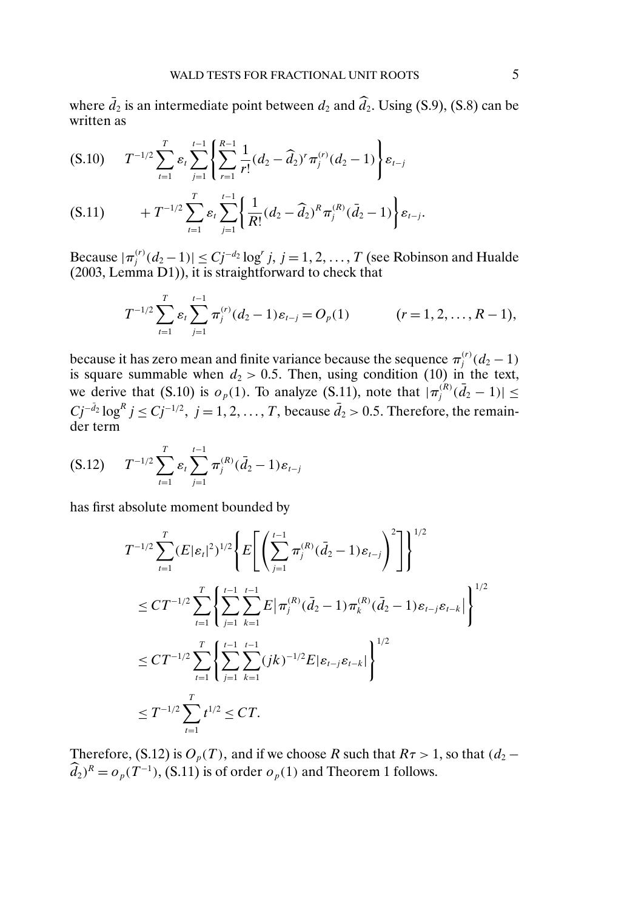where $\bar{d}_2$ is an intermediate point between $d_2$ and $\widehat{d}_2$. Using (S.9), (S.8) can be written as

$$\text{(S.10)} \qquad T^{-1/2}\sum_{t=1}^{T}\varepsilon_t\sum_{j=1}^{t-1}\left\{\sum_{r=1}^{R-1}\frac{1}{r!}(d_2-\widehat{d}_2)^r\pi_j^{(r)}(d_2-1)\right\}\varepsilon_{t-j}$$

$$\text{(S.11)} \qquad +T^{-1/2}\sum_{t=1}^{T}\varepsilon_t\sum_{j=1}^{t-1}\left\{\frac{1}{R!}(d_2-\widehat{d}_2)^R\pi_j^{(R)}(\bar{d}_2-1)\right\}\varepsilon_{t-j}.$$

Because $|\pi_j^{(r)}(d_2-1)| \le Cj^{-d_2}\log^r j$, $j=1,2,\ldots,T$ (see Robinson and Hualde (2003, Lemma D1)), it is straightforward to check that

$$T^{-1/2}\sum_{t=1}^{T}\varepsilon_t\sum_{j=1}^{t-1}\pi_j^{(r)}(d_2-1)\varepsilon_{t-j} = O_p(1) \qquad (r=1,2,\ldots,R-1),$$

because it has zero mean and finite variance because the sequence $\pi_j^{(r)}(d_2-1)$ is square summable when $d_2 > 0.5$. Then, using condition (10) in the text, we derive that (S.10) is $o_p(1)$. To analyze (S.11), note that $|\pi_j^{(R)}(\bar{d}_2-1)| \le Cj^{-\bar{d}_2}\log^R j \le Cj^{-1/2}$, $j=1,2,\ldots,T$, because $\bar{d}_2 > 0.5$. Therefore, the remainder term

$$\text{(S.12)} \qquad T^{-1/2}\sum_{t=1}^{T}\varepsilon_t\sum_{j=1}^{t-1}\pi_j^{(R)}(\bar{d}_2-1)\varepsilon_{t-j}$$

has first absolute moment bounded by

$$\begin{aligned}
&T^{-1/2}\sum_{t=1}^{T}(E|\varepsilon_t|^2)^{1/2}\left\{E\left[\left(\sum_{j=1}^{t-1}\pi_j^{(R)}(\bar{d}_2-1)\varepsilon_{t-j}\right)^2\right]\right\}^{1/2} \\
&\le CT^{-1/2}\sum_{t=1}^{T}\left\{\sum_{j=1}^{t-1}\sum_{k=1}^{t-1}E\left|\pi_j^{(R)}(\bar{d}_2-1)\pi_k^{(R)}(\bar{d}_2-1)\varepsilon_{t-j}\varepsilon_{t-k}\right|\right\}^{1/2} \\
&\le CT^{-1/2}\sum_{t=1}^{T}\left\{\sum_{j=1}^{t-1}\sum_{k=1}^{t-1}(jk)^{-1/2}E|\varepsilon_{t-j}\varepsilon_{t-k}|\right\}^{1/2} \\
&\le T^{-1/2}\sum_{t=1}^{T}t^{1/2} \le CT.
\end{aligned}$$

Therefore, (S.12) is $O_p(T)$, and if we choose $R$ such that $R\tau > 1$, so that $(d_2 - \widehat{d}_2)^R = o_p(T^{-1})$, (S.11) is of order $o_p(1)$ and Theorem 1 follows.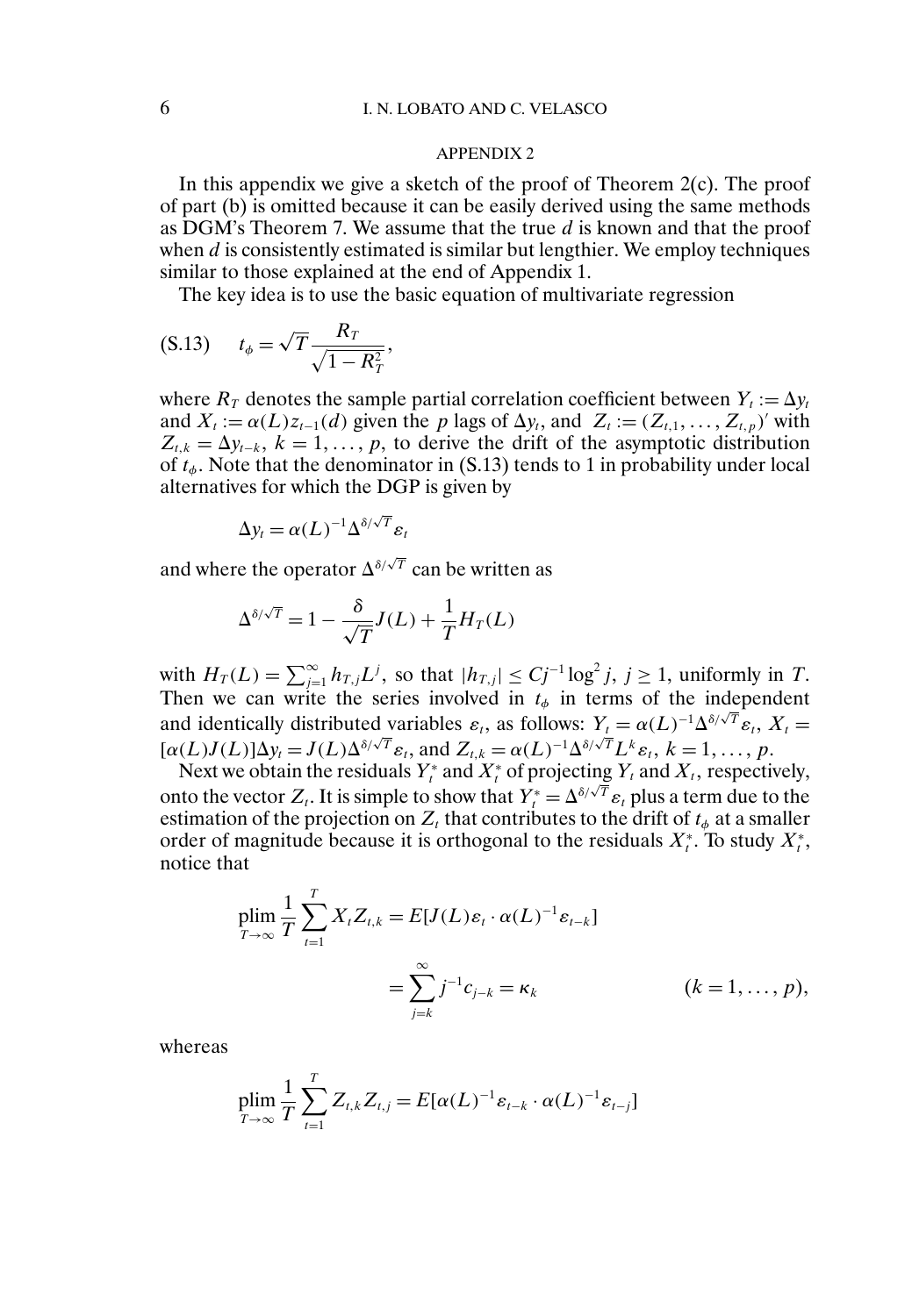## APPENDIX 2

In this appendix we give a sketch of the proof of Theorem 2(c). The proof of part (b) is omitted because it can be easily derived using the same methods as DGM's Theorem 7. We assume that the true $d$ is known and that the proof when $d$ is consistently estimated is similar but lengthier. We employ techniques similar to those explained at the end of Appendix 1.

The key idea is to use the basic equation of multivariate regression

$$
t_\phi = \sqrt{T}\frac{R_T}{\sqrt{1-R_T^2}}, \tag{S.13}
$$

where $R_T$ denotes the sample partial correlation coefficient between $Y_t := \Delta y_t$ and $X_t := \alpha(L)z_{t-1}(d)$ given the $p$ lags of $\Delta y_t$, and $Z_t := (Z_{t,1}, \dots, Z_{t,p})'$ with $Z_{t,k} = \Delta y_{t-k}$, $k = 1, \dots, p$, to derive the drift of the asymptotic distribution of $t_\phi$. Note that the denominator in (S.13) tends to 1 in probability under local alternatives for which the DGP is given by

$$
\Delta y_t = \alpha(L)^{-1}\Delta^{\delta/\sqrt{T}}\varepsilon_t
$$

and where the operator $\Delta^{\delta/\sqrt{T}}$ can be written as

$$
\Delta^{\delta/\sqrt{T}} = 1 - \frac{\delta}{\sqrt{T}}J(L) + \frac{1}{T}H_T(L)
$$

with $H_T(L) = \sum_{j=1}^{\infty} h_{T,j}L^j$, so that $|h_{T,j}| \le Cj^{-1}\log^2 j$, $j \ge 1$, uniformly in $T$. Then we can write the series involved in $t_\phi$ in terms of the independent and identically distributed variables $\varepsilon_t$, as follows: $Y_t = \alpha(L)^{-1}\Delta^{\delta/\sqrt{T}}\varepsilon_t$, $X_t = [\alpha(L)J(L)]\Delta y_t = J(L)\Delta^{\delta/\sqrt{T}}\varepsilon_t$, and $Z_{t,k} = \alpha(L)^{-1}\Delta^{\delta/\sqrt{T}}L^k\varepsilon_t$, $k = 1, \dots, p$.

Next we obtain the residuals $Y_t^*$ and $X_t^*$ of projecting $Y_t$ and $X_t$, respectively, onto the vector $Z_t$. It is simple to show that $Y_t^* = \Delta^{\delta/\sqrt{T}}\varepsilon_t$ plus a term due to the estimation of the projection on $Z_t$ that contributes to the drift of $t_\phi$ at a smaller order of magnitude because it is orthogonal to the residuals $X_t^*$. To study $X_t^*$, notice that

$$
\begin{aligned}
\operatorname*{plim}_{T\to\infty}\frac{1}{T}\sum_{t=1}^{T} X_t Z_{t,k} &= E[J(L)\varepsilon_t \cdot \alpha(L)^{-1}\varepsilon_{t-k}] \\
&= \sum_{j=k}^{\infty} j^{-1}c_{j-k} = \kappa_k \qquad (k = 1, \dots, p),
\end{aligned}
$$

whereas

$$
\operatorname*{plim}_{T\to\infty}\frac{1}{T}\sum_{t=1}^{T} Z_{t,k}Z_{t,j} = E[\alpha(L)^{-1}\varepsilon_{t-k} \cdot \alpha(L)^{-1}\varepsilon_{t-j}]
$$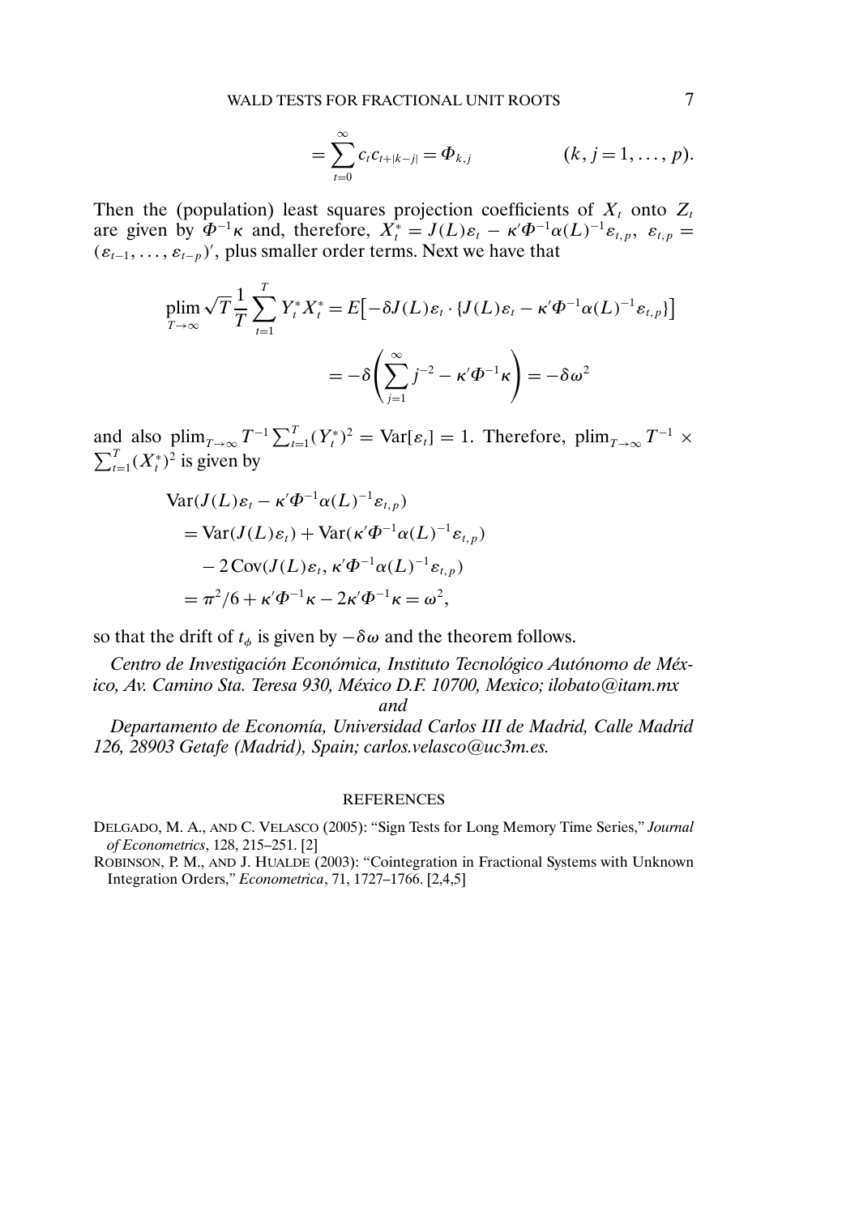$$= \sum_{t=0}^{\infty} c_t c_{t+|k-j|} = \Phi_{k,j} \qquad (k, j = 1, \ldots, p).$$

Then the (population) least squares projection coefficients of $X_t$ onto $Z_t$ are given by $\Phi^{-1}\kappa$ and, therefore, $X_t^* = J(L)\varepsilon_t - \kappa'\Phi^{-1}\alpha(L)^{-1}\varepsilon_{t,p}$, $\varepsilon_{t,p} = (\varepsilon_{t-1}, \ldots, \varepsilon_{t-p})'$, plus smaller order terms. Next we have that

$$\begin{aligned}
\operatorname*{plim}_{T\to\infty} \sqrt{T}\frac{1}{T}\sum_{t=1}^{T} Y_t^* X_t^* &= E\big[-\delta J(L)\varepsilon_t \cdot \{J(L)\varepsilon_t - \kappa'\Phi^{-1}\alpha(L)^{-1}\varepsilon_{t,p}\}\big] \\
&= -\delta\left(\sum_{j=1}^{\infty} j^{-2} - \kappa'\Phi^{-1}\kappa\right) = -\delta\omega^2
\end{aligned}$$

and also $\operatorname{plim}_{T\to\infty} T^{-1}\sum_{t=1}^{T}(Y_t^*)^2 = \operatorname{Var}[\varepsilon_t] = 1$. Therefore, $\operatorname{plim}_{T\to\infty} T^{-1} \times \sum_{t=1}^{T}(X_t^*)^2$ is given by

$$\begin{aligned}
&\operatorname{Var}(J(L)\varepsilon_t - \kappa'\Phi^{-1}\alpha(L)^{-1}\varepsilon_{t,p}) \\
&\quad = \operatorname{Var}(J(L)\varepsilon_t) + \operatorname{Var}(\kappa'\Phi^{-1}\alpha(L)^{-1}\varepsilon_{t,p}) \\
&\qquad - 2\operatorname{Cov}(J(L)\varepsilon_t, \kappa'\Phi^{-1}\alpha(L)^{-1}\varepsilon_{t,p}) \\
&\quad = \pi^2/6 + \kappa'\Phi^{-1}\kappa - 2\kappa'\Phi^{-1}\kappa = \omega^2,
\end{aligned}$$

so that the drift of $t_\phi$ is given by $-\delta\omega$ and the theorem follows.

*Centro de Investigación Económica, Instituto Tecnológico Autónomo de México, Av. Camino Sta. Teresa 930, México D.F. 10700, Mexico; ilobato@itam.mx*

*and*

*Departamento de Economía, Universidad Carlos III de Madrid, Calle Madrid 126, 28903 Getafe (Madrid), Spain; carlos.velasco@uc3m.es.*

## REFERENCES

DELGADO, M. A., AND C. VELASCO (2005): "Sign Tests for Long Memory Time Series," *Journal of Econometrics*, 128, 215–251. [2]

ROBINSON, P. M., AND J. HUALDE (2003): "Cointegration in Fractional Systems with Unknown Integration Orders," *Econometrica*, 71, 1727–1766. [2,4,5]